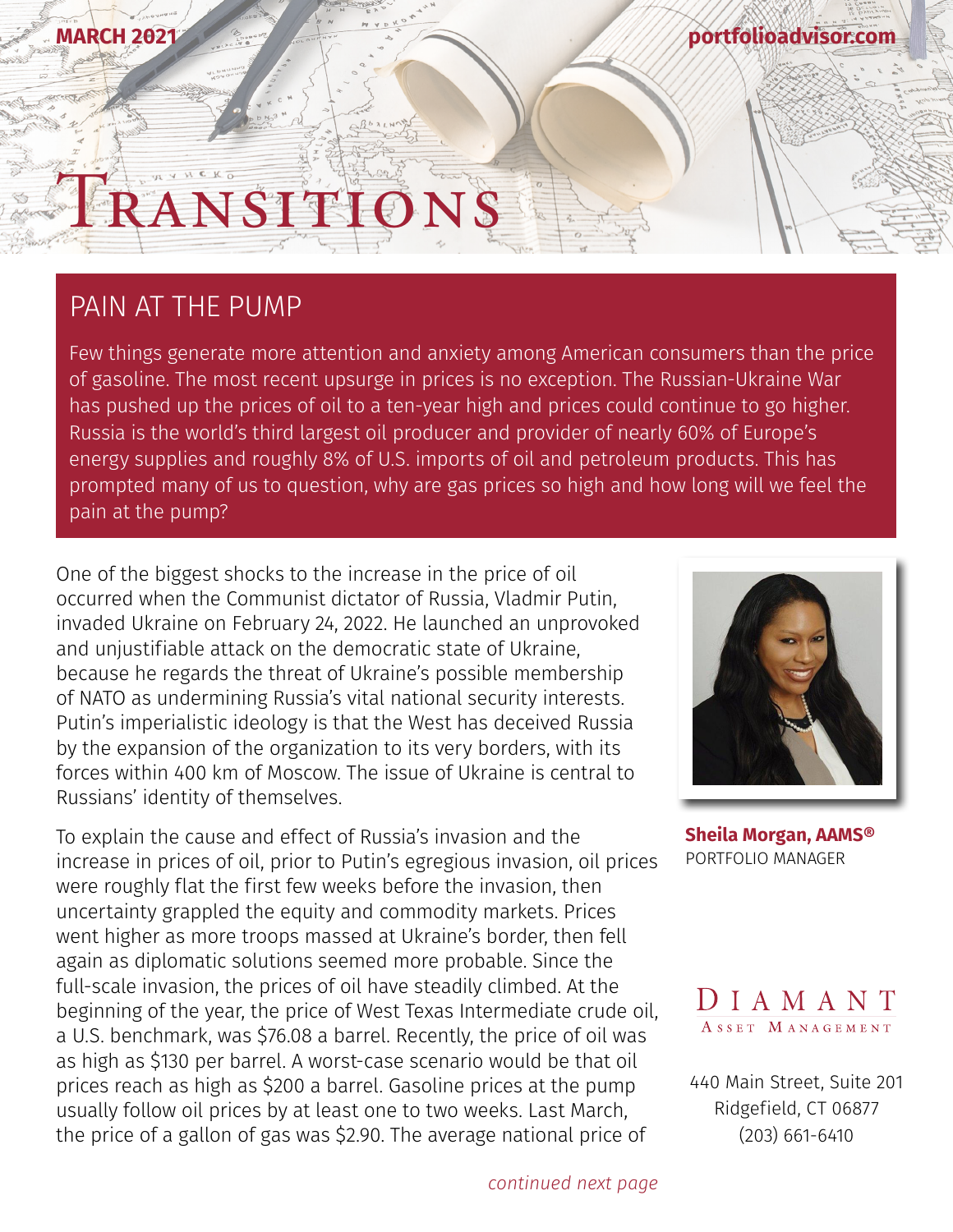MARCH 2021

portfolioadvisor.com

# Transitions

## PAIN AT THE PUMP

Few things generate more attention and anxiety among American consumers than the price of gasoline. The most recent upsurge in prices is no exception. The Russian-Ukraine War has pushed up the prices of oil to a ten-year high and prices could continue to go higher. Russia is the world's third largest oil producer and provider of nearly 60% of Europe's energy supplies and roughly 8% of U.S. imports of oil and petroleum products. This has prompted many of us to question, why are gas prices so high and how long will we feel the pain at the pump?

One of the biggest shocks to the increase in the price of oil occurred when the Communist dictator of Russia, Vladmir Putin, invaded Ukraine on February 24, 2022. He launched an unprovoked and unjustifiable attack on the democratic state of Ukraine, because he regards the threat of Ukraine's possible membership of NATO as undermining Russia's vital national security interests. Putin's imperialistic ideology is that the West has deceived Russia by the expansion of the organization to its very borders, with its forces within 400 km of Moscow. The issue of Ukraine is central to Russians' identity of themselves.

To explain the cause and effect of Russia's invasion and the increase in prices of oil, prior to Putin's egregious invasion, oil prices were roughly flat the first few weeks before the invasion, then uncertainty grappled the equity and commodity markets. Prices went higher as more troops massed at Ukraine's border, then fell again as diplomatic solutions seemed more probable. Since the full-scale invasion, the prices of oil have steadily climbed. At the beginning of the year, the price of West Texas Intermediate crude oil, a U.S. benchmark, was $76.08 a barrel. Recently, the price of oil was as high as $130 per barrel. A worst-case scenario would be that oil prices reach as high as $200 a barrel. Gasoline prices at the pump usually follow oil prices by at least one to two weeks. Last March, the price of a gallon of gas was $2.90. The average national price of

*continued next page*

**Sheila Morgan, AAMS®**
PORTFOLIO MANAGER

DIAMANT
ASSET MANAGEMENT

440 Main Street, Suite 201
Ridgefield, CT 06877
(203) 661-6410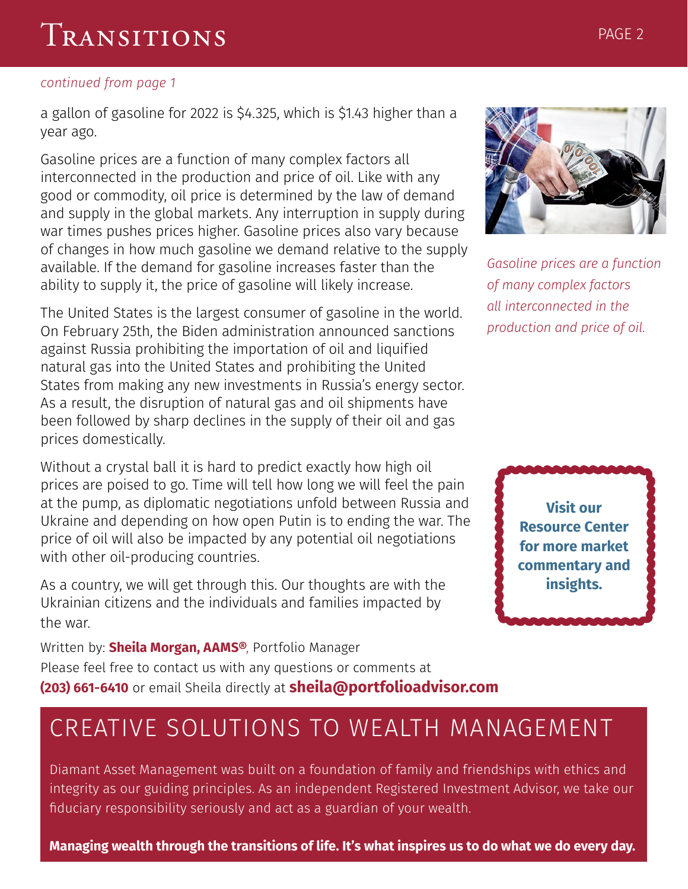*continued from page 1*

a gallon of gasoline for 2022 is $4.325, which is $1.43 higher than a year ago.

Gasoline prices are a function of many complex factors all interconnected in the production and price of oil. Like with any good or commodity, oil price is determined by the law of demand and supply in the global markets. Any interruption in supply during war times pushes prices higher. Gasoline prices also vary because of changes in how much gasoline we demand relative to the supply available. If the demand for gasoline increases faster than the ability to supply it, the price of gasoline will likely increase.

*Gasoline prices are a function of many complex factors all interconnected in the production and price of oil.*

The United States is the largest consumer of gasoline in the world. On February 25th, the Biden administration announced sanctions against Russia prohibiting the importation of oil and liquified natural gas into the United States and prohibiting the United States from making any new investments in Russia's energy sector. As a result, the disruption of natural gas and oil shipments have been followed by sharp declines in the supply of their oil and gas prices domestically.

Without a crystal ball it is hard to predict exactly how high oil prices are poised to go. Time will tell how long we will feel the pain at the pump, as diplomatic negotiations unfold between Russia and Ukraine and depending on how open Putin is to ending the war. The price of oil will also be impacted by any potential oil negotiations with other oil-producing countries.

As a country, we will get through this. Our thoughts are with the Ukrainian citizens and the individuals and families impacted by the war.

**Visit our Resource Center for more market commentary and insights.**

Written by: **Sheila Morgan, AAMS®**, Portfolio Manager

Please feel free to contact us with any questions or comments at **(203) 661-6410** or email Sheila directly at **sheila@portfolioadvisor.com**

## CREATIVE SOLUTIONS TO WEALTH MANAGEMENT

Diamant Asset Management was built on a foundation of family and friendships with ethics and integrity as our guiding principles. As an independent Registered Investment Advisor, we take our fiduciary responsibility seriously and act as a guardian of your wealth.

**Managing wealth through the transitions of life. It's what inspires us to do what we do every day.**